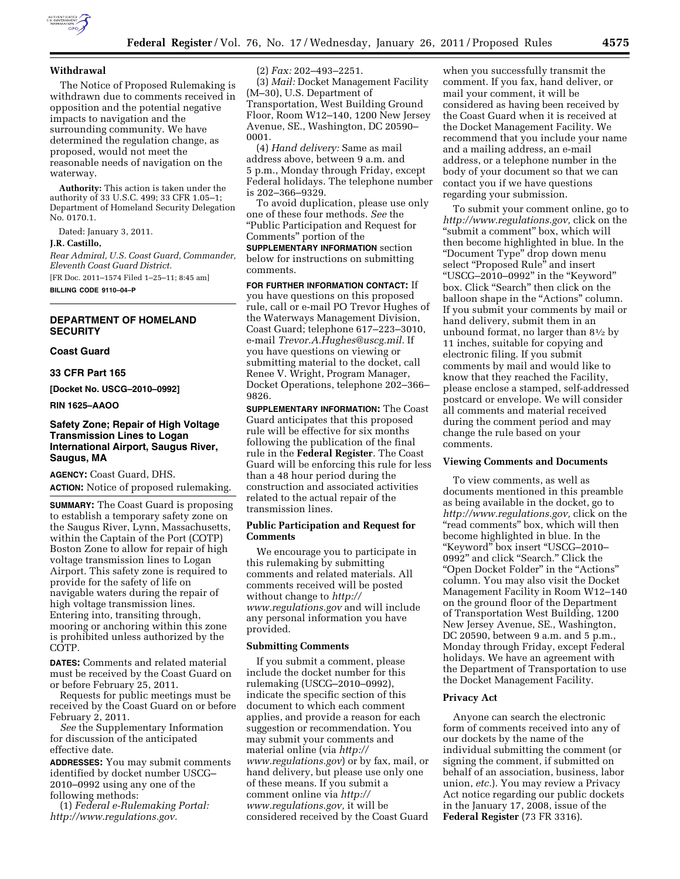## Withdrawal

The Notice of Proposed Rulemaking is withdrawn due to comments received in opposition and the potential negative impacts to navigation and the surrounding community. We have determined the regulation change, as proposed, would not meet the reasonable needs of navigation on the waterway.

**Authority:** This action is taken under the authority of 33 U.S.C. 499; 33 CFR 1.05–1; Department of Homeland Security Delegation No. 0170.1.

Dated: January 3, 2011.

**J.R. Castillo,**

*Rear Admiral, U.S. Coast Guard, Commander, Eleventh Coast Guard District.*

[FR Doc. 2011–1574 Filed 1–25–11; 8:45 am]

**BILLING CODE 9110–04–P**

---

## DEPARTMENT OF HOMELAND SECURITY

### Coast Guard

### 33 CFR Part 165

**[Docket No. USCG–2010–0992]**

**RIN 1625–AAOO**

### Safety Zone; Repair of High Voltage Transmission Lines to Logan International Airport, Saugus River, Saugus, MA

**AGENCY:** Coast Guard, DHS.

**ACTION:** Notice of proposed rulemaking.

**SUMMARY:** The Coast Guard is proposing to establish a temporary safety zone on the Saugus River, Lynn, Massachusetts, within the Captain of the Port (COTP) Boston Zone to allow for repair of high voltage transmission lines to Logan Airport. This safety zone is required to provide for the safety of life on navigable waters during the repair of high voltage transmission lines. Entering into, transiting through, mooring or anchoring within this zone is prohibited unless authorized by the COTP.

**DATES:** Comments and related material must be received by the Coast Guard on or before February 25, 2011.

Requests for public meetings must be received by the Coast Guard on or before February 2, 2011.

*See* the Supplementary Information for discussion of the anticipated effective date.

**ADDRESSES:** You may submit comments identified by docket number USCG–2010–0992 using any one of the following methods:

(1) *Federal e-Rulemaking Portal: http://www.regulations.gov.*

(2) *Fax:* 202–493–2251.

(3) *Mail:* Docket Management Facility (M–30), U.S. Department of Transportation, West Building Ground Floor, Room W12–140, 1200 New Jersey Avenue, SE., Washington, DC 20590–0001.

(4) *Hand delivery:* Same as mail address above, between 9 a.m. and 5 p.m., Monday through Friday, except Federal holidays. The telephone number is 202–366–9329.

To avoid duplication, please use only one of these four methods. *See* the "Public Participation and Request for Comments" portion of the **SUPPLEMENTARY INFORMATION** section below for instructions on submitting comments.

**FOR FURTHER INFORMATION CONTACT:** If you have questions on this proposed rule, call or e-mail PO Trevor Hughes of the Waterways Management Division, Coast Guard; telephone 617–223–3010, e-mail *Trevor.A.Hughes@uscg.mil.* If you have questions on viewing or submitting material to the docket, call Renee V. Wright, Program Manager, Docket Operations, telephone 202–366–9826.

**SUPPLEMENTARY INFORMATION:** The Coast Guard anticipates that this proposed rule will be effective for six months following the publication of the final rule in the **Federal Register**. The Coast Guard will be enforcing this rule for less than a 48 hour period during the construction and associated activities related to the actual repair of the transmission lines.

### Public Participation and Request for Comments

We encourage you to participate in this rulemaking by submitting comments and related materials. All comments received will be posted without change to *http://www.regulations.gov* and will include any personal information you have provided.

### Submitting Comments

If you submit a comment, please include the docket number for this rulemaking (USCG–2010–0992), indicate the specific section of this document to which each comment applies, and provide a reason for each suggestion or recommendation. You may submit your comments and material online (via *http://www.regulations.gov*) or by fax, mail, or hand delivery, but please use only one of these means. If you submit a comment online via *http://www.regulations.gov,* it will be considered received by the Coast Guard when you successfully transmit the comment. If you fax, hand deliver, or mail your comment, it will be considered as having been received by the Coast Guard when it is received at the Docket Management Facility. We recommend that you include your name and a mailing address, an e-mail address, or a telephone number in the body of your document so that we can contact you if we have questions regarding your submission.

To submit your comment online, go to *http://www.regulations.gov,* click on the "submit a comment" box, which will then become highlighted in blue. In the "Document Type" drop down menu select "Proposed Rule" and insert "USCG–2010–0992" in the "Keyword" box. Click "Search" then click on the balloon shape in the "Actions" column. If you submit your comments by mail or hand delivery, submit them in an unbound format, no larger than 8½ by 11 inches, suitable for copying and electronic filing. If you submit comments by mail and would like to know that they reached the Facility, please enclose a stamped, self-addressed postcard or envelope. We will consider all comments and material received during the comment period and may change the rule based on your comments.

### Viewing Comments and Documents

To view comments, as well as documents mentioned in this preamble as being available in the docket, go to *http://www.regulations.gov,* click on the "read comments" box, which will then become highlighted in blue. In the "Keyword" box insert "USCG–2010–0992" and click "Search." Click the "Open Docket Folder" in the "Actions" column. You may also visit the Docket Management Facility in Room W12–140 on the ground floor of the Department of Transportation West Building, 1200 New Jersey Avenue, SE., Washington, DC 20590, between 9 a.m. and 5 p.m., Monday through Friday, except Federal holidays. We have an agreement with the Department of Transportation to use the Docket Management Facility.

### Privacy Act

Anyone can search the electronic form of comments received into any of our dockets by the name of the individual submitting the comment (or signing the comment, if submitted on behalf of an association, business, labor union, *etc.*). You may review a Privacy Act notice regarding our public dockets in the January 17, 2008, issue of the **Federal Register** (73 FR 3316).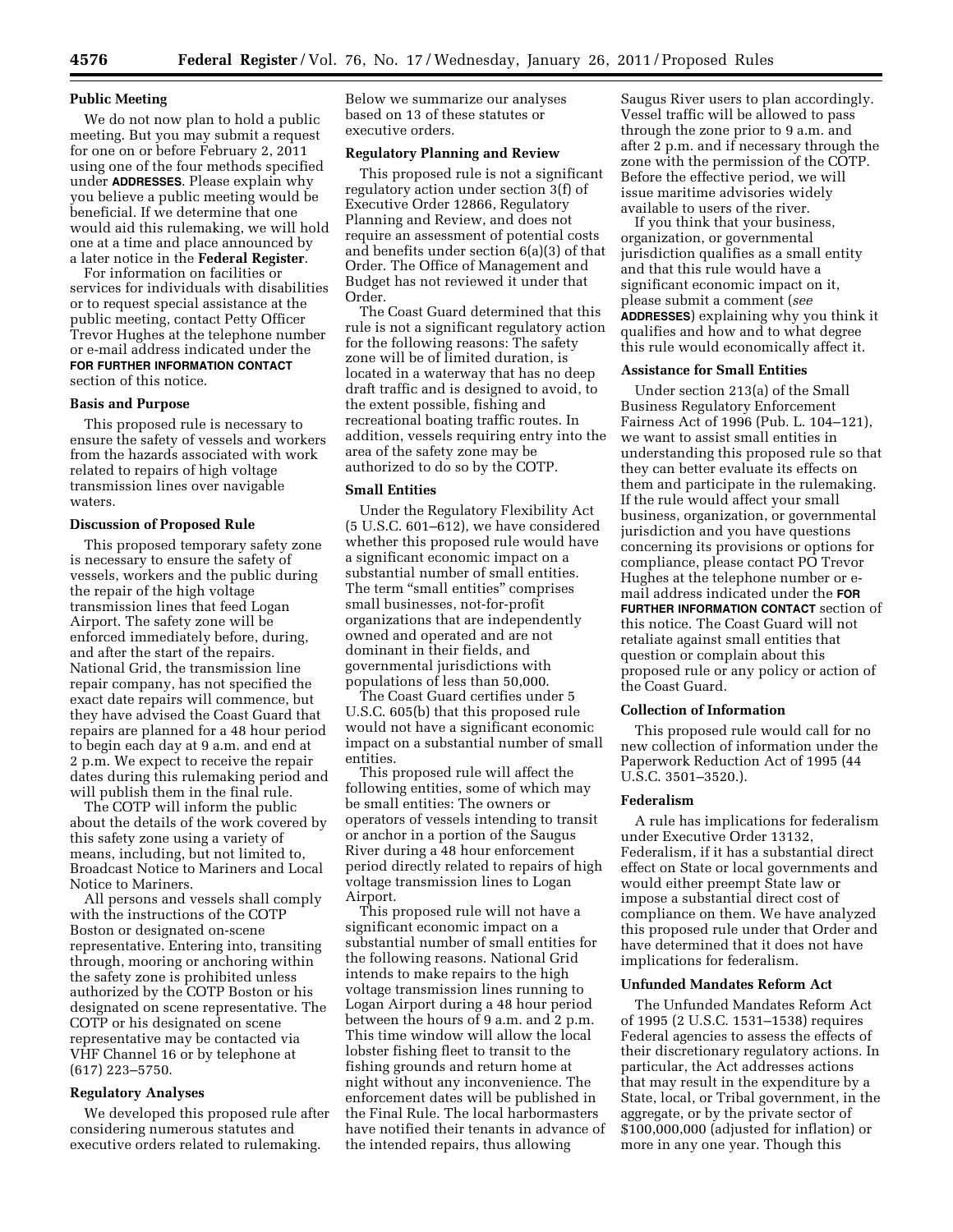### Public Meeting

We do not now plan to hold a public meeting. But you may submit a request for one on or before February 2, 2011 using one of the four methods specified under **ADDRESSES**. Please explain why you believe a public meeting would be beneficial. If we determine that one would aid this rulemaking, we will hold one at a time and place announced by a later notice in the **Federal Register**.

For information on facilities or services for individuals with disabilities or to request special assistance at the public meeting, contact Petty Officer Trevor Hughes at the telephone number or e-mail address indicated under the **FOR FURTHER INFORMATION CONTACT** section of this notice.

### Basis and Purpose

This proposed rule is necessary to ensure the safety of vessels and workers from the hazards associated with work related to repairs of high voltage transmission lines over navigable waters.

### Discussion of Proposed Rule

This proposed temporary safety zone is necessary to ensure the safety of vessels, workers and the public during the repair of the high voltage transmission lines that feed Logan Airport. The safety zone will be enforced immediately before, during, and after the start of the repairs. National Grid, the transmission line repair company, has not specified the exact date repairs will commence, but they have advised the Coast Guard that repairs are planned for a 48 hour period to begin each day at 9 a.m. and end at 2 p.m. We expect to receive the repair dates during this rulemaking period and will publish them in the final rule.

The COTP will inform the public about the details of the work covered by this safety zone using a variety of means, including, but not limited to, Broadcast Notice to Mariners and Local Notice to Mariners.

All persons and vessels shall comply with the instructions of the COTP Boston or designated on-scene representative. Entering into, transiting through, mooring or anchoring within the safety zone is prohibited unless authorized by the COTP Boston or his designated on scene representative. The COTP or his designated on scene representative may be contacted via VHF Channel 16 or by telephone at (617) 223–5750.

### Regulatory Analyses

We developed this proposed rule after considering numerous statutes and executive orders related to rulemaking. Below we summarize our analyses based on 13 of these statutes or executive orders.

### Regulatory Planning and Review

This proposed rule is not a significant regulatory action under section 3(f) of Executive Order 12866, Regulatory Planning and Review, and does not require an assessment of potential costs and benefits under section 6(a)(3) of that Order. The Office of Management and Budget has not reviewed it under that Order.

The Coast Guard determined that this rule is not a significant regulatory action for the following reasons: The safety zone will be of limited duration, is located in a waterway that has no deep draft traffic and is designed to avoid, to the extent possible, fishing and recreational boating traffic routes. In addition, vessels requiring entry into the area of the safety zone may be authorized to do so by the COTP.

### Small Entities

Under the Regulatory Flexibility Act (5 U.S.C. 601–612), we have considered whether this proposed rule would have a significant economic impact on a substantial number of small entities. The term "small entities" comprises small businesses, not-for-profit organizations that are independently owned and operated and are not dominant in their fields, and governmental jurisdictions with populations of less than 50,000.

The Coast Guard certifies under 5 U.S.C. 605(b) that this proposed rule would not have a significant economic impact on a substantial number of small entities.

This proposed rule will affect the following entities, some of which may be small entities: The owners or operators of vessels intending to transit or anchor in a portion of the Saugus River during a 48 hour enforcement period directly related to repairs of high voltage transmission lines to Logan Airport.

This proposed rule will not have a significant economic impact on a substantial number of small entities for the following reasons. National Grid intends to make repairs to the high voltage transmission lines running to Logan Airport during a 48 hour period between the hours of 9 a.m. and 2 p.m. This time window will allow the local lobster fishing fleet to transit to the fishing grounds and return home at night without any inconvenience. The enforcement dates will be published in the Final Rule. The local harbormasters have notified their tenants in advance of the intended repairs, thus allowing Saugus River users to plan accordingly. Vessel traffic will be allowed to pass through the zone prior to 9 a.m. and after 2 p.m. and if necessary through the zone with the permission of the COTP. Before the effective period, we will issue maritime advisories widely available to users of the river.

If you think that your business, organization, or governmental jurisdiction qualifies as a small entity and that this rule would have a significant economic impact on it, please submit a comment (*see* **ADDRESSES**) explaining why you think it qualifies and how and to what degree this rule would economically affect it.

### Assistance for Small Entities

Under section 213(a) of the Small Business Regulatory Enforcement Fairness Act of 1996 (Pub. L. 104–121), we want to assist small entities in understanding this proposed rule so that they can better evaluate its effects on them and participate in the rulemaking. If the rule would affect your small business, organization, or governmental jurisdiction and you have questions concerning its provisions or options for compliance, please contact PO Trevor Hughes at the telephone number or e-mail address indicated under the **FOR FURTHER INFORMATION CONTACT** section of this notice. The Coast Guard will not retaliate against small entities that question or complain about this proposed rule or any policy or action of the Coast Guard.

### Collection of Information

This proposed rule would call for no new collection of information under the Paperwork Reduction Act of 1995 (44 U.S.C. 3501–3520.).

### Federalism

A rule has implications for federalism under Executive Order 13132, Federalism, if it has a substantial direct effect on State or local governments and would either preempt State law or impose a substantial direct cost of compliance on them. We have analyzed this proposed rule under that Order and have determined that it does not have implications for federalism.

### Unfunded Mandates Reform Act

The Unfunded Mandates Reform Act of 1995 (2 U.S.C. 1531–1538) requires Federal agencies to assess the effects of their discretionary regulatory actions. In particular, the Act addresses actions that may result in the expenditure by a State, local, or Tribal government, in the aggregate, or by the private sector of $100,000,000 (adjusted for inflation) or more in any one year. Though this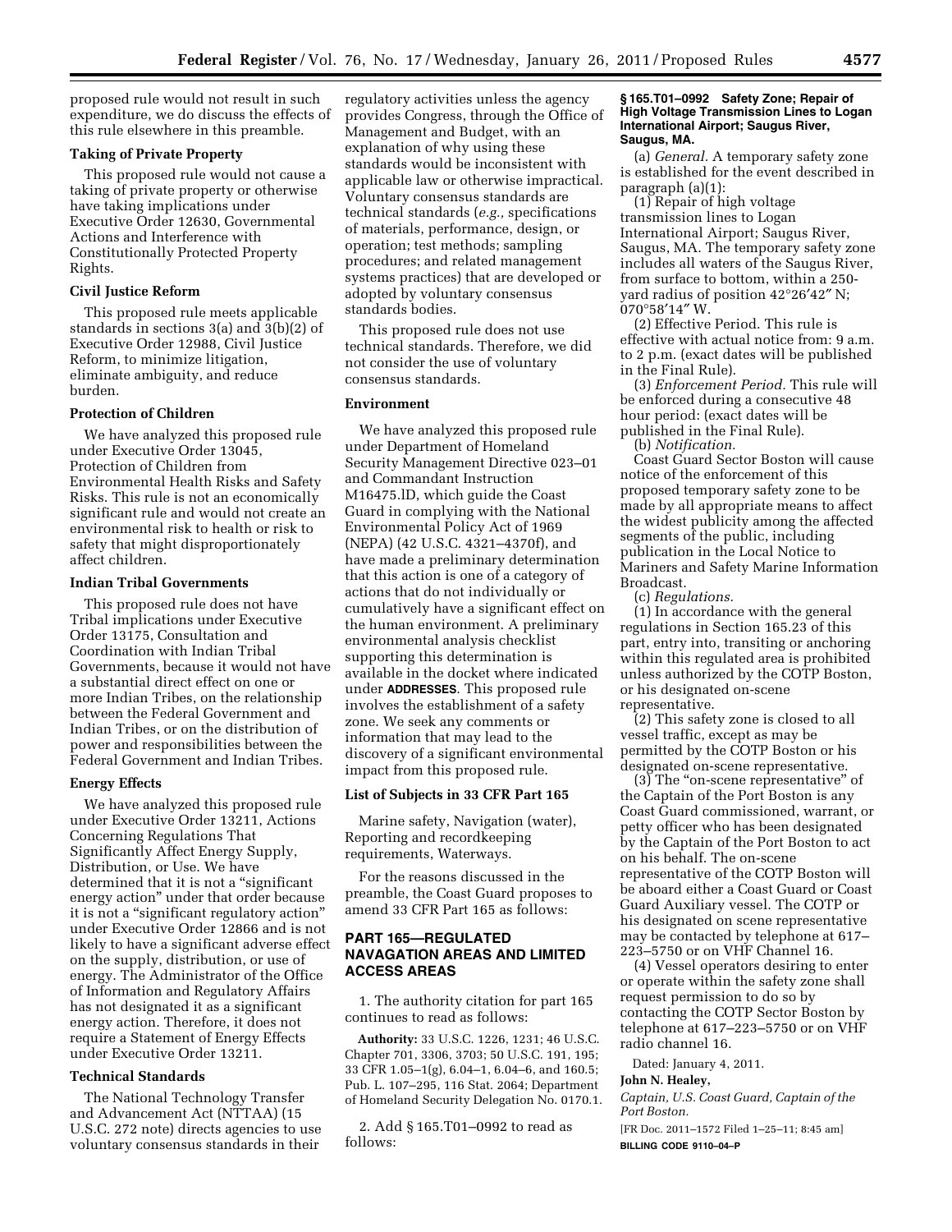proposed rule would not result in such expenditure, we do discuss the effects of this rule elsewhere in this preamble.

### Taking of Private Property

This proposed rule would not cause a taking of private property or otherwise have taking implications under Executive Order 12630, Governmental Actions and Interference with Constitutionally Protected Property Rights.

### Civil Justice Reform

This proposed rule meets applicable standards in sections 3(a) and 3(b)(2) of Executive Order 12988, Civil Justice Reform, to minimize litigation, eliminate ambiguity, and reduce burden.

### Protection of Children

We have analyzed this proposed rule under Executive Order 13045, Protection of Children from Environmental Health Risks and Safety Risks. This rule is not an economically significant rule and would not create an environmental risk to health or risk to safety that might disproportionately affect children.

### Indian Tribal Governments

This proposed rule does not have Tribal implications under Executive Order 13175, Consultation and Coordination with Indian Tribal Governments, because it would not have a substantial direct effect on one or more Indian Tribes, on the relationship between the Federal Government and Indian Tribes, or on the distribution of power and responsibilities between the Federal Government and Indian Tribes.

### Energy Effects

We have analyzed this proposed rule under Executive Order 13211, Actions Concerning Regulations That Significantly Affect Energy Supply, Distribution, or Use. We have determined that it is not a "significant energy action" under that order because it is not a "significant regulatory action" under Executive Order 12866 and is not likely to have a significant adverse effect on the supply, distribution, or use of energy. The Administrator of the Office of Information and Regulatory Affairs has not designated it as a significant energy action. Therefore, it does not require a Statement of Energy Effects under Executive Order 13211.

### Technical Standards

The National Technology Transfer and Advancement Act (NTTAA) (15 U.S.C. 272 note) directs agencies to use voluntary consensus standards in their regulatory activities unless the agency provides Congress, through the Office of Management and Budget, with an explanation of why using these standards would be inconsistent with applicable law or otherwise impractical. Voluntary consensus standards are technical standards (*e.g.,* specifications of materials, performance, design, or operation; test methods; sampling procedures; and related management systems practices) that are developed or adopted by voluntary consensus standards bodies.

This proposed rule does not use technical standards. Therefore, we did not consider the use of voluntary consensus standards.

### Environment

We have analyzed this proposed rule under Department of Homeland Security Management Directive 023–01 and Commandant Instruction M16475.lD, which guide the Coast Guard in complying with the National Environmental Policy Act of 1969 (NEPA) (42 U.S.C. 4321–4370f), and have made a preliminary determination that this action is one of a category of actions that do not individually or cumulatively have a significant effect on the human environment. A preliminary environmental analysis checklist supporting this determination is available in the docket where indicated under **ADDRESSES**. This proposed rule involves the establishment of a safety zone. We seek any comments or information that may lead to the discovery of a significant environmental impact from this proposed rule.

### List of Subjects in 33 CFR Part 165

Marine safety, Navigation (water), Reporting and recordkeeping requirements, Waterways.

For the reasons discussed in the preamble, the Coast Guard proposes to amend 33 CFR Part 165 as follows:

## PART 165—REGULATED NAVAGATION AREAS AND LIMITED ACCESS AREAS

1. The authority citation for part 165 continues to read as follows:

**Authority:** 33 U.S.C. 1226, 1231; 46 U.S.C. Chapter 701, 3306, 3703; 50 U.S.C. 191, 195; 33 CFR 1.05–1(g), 6.04–1, 6.04–6, and 160.5; Pub. L. 107–295, 116 Stat. 2064; Department of Homeland Security Delegation No. 0170.1.

2. Add § 165.T01–0992 to read as follows:

**§ 165.T01–0992 Safety Zone; Repair of High Voltage Transmission Lines to Logan International Airport; Saugus River, Saugus, MA.**

(a) *General.* A temporary safety zone is established for the event described in paragraph (a)(1):

(1) Repair of high voltage transmission lines to Logan International Airport; Saugus River, Saugus, MA. The temporary safety zone includes all waters of the Saugus River, from surface to bottom, within a 250-yard radius of position 42°26′42″ N; 070°58′14″ W.

(2) Effective Period. This rule is effective with actual notice from: 9 a.m. to 2 p.m. (exact dates will be published in the Final Rule).

(3) *Enforcement Period.* This rule will be enforced during a consecutive 48 hour period: (exact dates will be published in the Final Rule).

(b) *Notification.*

Coast Guard Sector Boston will cause notice of the enforcement of this proposed temporary safety zone to be made by all appropriate means to affect the widest publicity among the affected segments of the public, including publication in the Local Notice to Mariners and Safety Marine Information Broadcast.

(c) *Regulations.*

(1) In accordance with the general regulations in Section 165.23 of this part, entry into, transiting or anchoring within this regulated area is prohibited unless authorized by the COTP Boston, or his designated on-scene representative.

(2) This safety zone is closed to all vessel traffic, except as may be permitted by the COTP Boston or his designated on-scene representative.

(3) The "on-scene representative" of the Captain of the Port Boston is any Coast Guard commissioned, warrant, or petty officer who has been designated by the Captain of the Port Boston to act on his behalf. The on-scene representative of the COTP Boston will be aboard either a Coast Guard or Coast Guard Auxiliary vessel. The COTP or his designated on scene representative may be contacted by telephone at 617–223–5750 or on VHF Channel 16.

(4) Vessel operators desiring to enter or operate within the safety zone shall request permission to do so by contacting the COTP Sector Boston by telephone at 617–223–5750 or on VHF radio channel 16.

Dated: January 4, 2011.

**John N. Healey,**

*Captain, U.S. Coast Guard, Captain of the Port Boston.*

[FR Doc. 2011–1572 Filed 1–25–11; 8:45 am]

**BILLING CODE 9110–04–P**